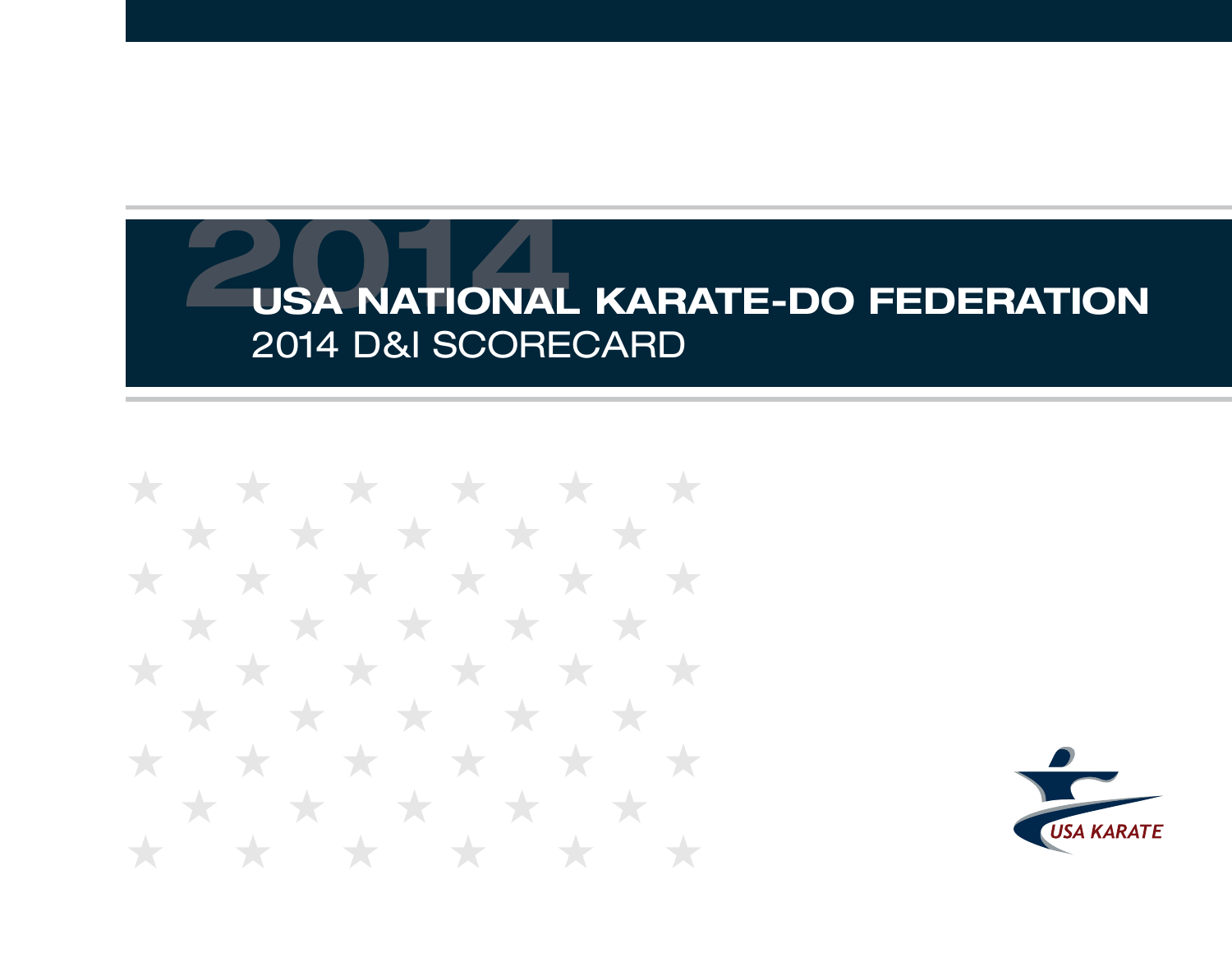# 2014

# USA NATIONAL KARATE-DO FEDERATION

## 2014 D&I SCORECARD

USA KARATE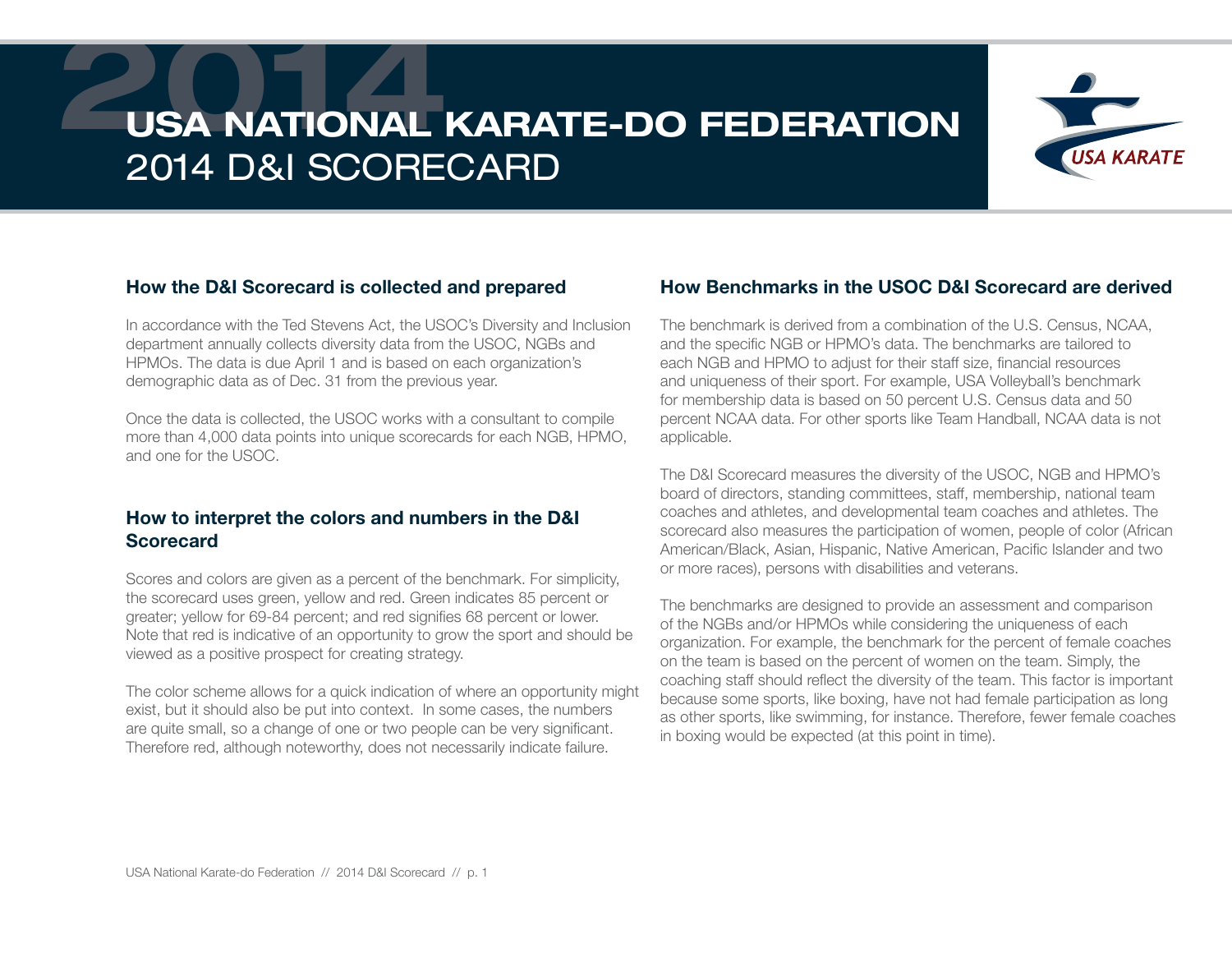# USA NATIONAL KARATE-DO FEDERATION
## 2014 D&I SCORECARD

### How the D&I Scorecard is collected and prepared

In accordance with the Ted Stevens Act, the USOC's Diversity and Inclusion department annually collects diversity data from the USOC, NGBs and HPMOs. The data is due April 1 and is based on each organization's demographic data as of Dec. 31 from the previous year.

Once the data is collected, the USOC works with a consultant to compile more than 4,000 data points into unique scorecards for each NGB, HPMO, and one for the USOC.

### How to interpret the colors and numbers in the D&I Scorecard

Scores and colors are given as a percent of the benchmark. For simplicity, the scorecard uses green, yellow and red. Green indicates 85 percent or greater; yellow for 69-84 percent; and red signifies 68 percent or lower. Note that red is indicative of an opportunity to grow the sport and should be viewed as a positive prospect for creating strategy.

The color scheme allows for a quick indication of where an opportunity might exist, but it should also be put into context. In some cases, the numbers are quite small, so a change of one or two people can be very significant. Therefore red, although noteworthy, does not necessarily indicate failure.

### How Benchmarks in the USOC D&I Scorecard are derived

The benchmark is derived from a combination of the U.S. Census, NCAA, and the specific NGB or HPMO's data. The benchmarks are tailored to each NGB and HPMO to adjust for their staff size, financial resources and uniqueness of their sport. For example, USA Volleyball's benchmark for membership data is based on 50 percent U.S. Census data and 50 percent NCAA data. For other sports like Team Handball, NCAA data is not applicable.

The D&I Scorecard measures the diversity of the USOC, NGB and HPMO's board of directors, standing committees, staff, membership, national team coaches and athletes, and developmental team coaches and athletes. The scorecard also measures the participation of women, people of color (African American/Black, Asian, Hispanic, Native American, Pacific Islander and two or more races), persons with disabilities and veterans.

The benchmarks are designed to provide an assessment and comparison of the NGBs and/or HPMOs while considering the uniqueness of each organization. For example, the benchmark for the percent of female coaches on the team is based on the percent of women on the team. Simply, the coaching staff should reflect the diversity of the team. This factor is important because some sports, like boxing, have not had female participation as long as other sports, like swimming, for instance. Therefore, fewer female coaches in boxing would be expected (at this point in time).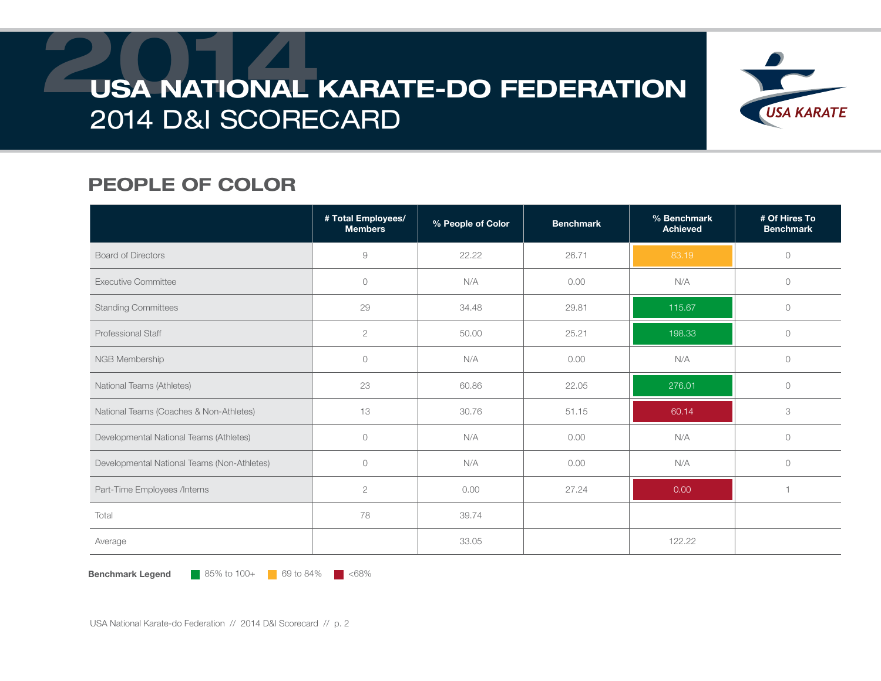# USA NATIONAL KARATE-DO FEDERATION

## 2014 D&I SCORECARD

## PEOPLE OF COLOR

| | # Total Employees/ Members | % People of Color | Benchmark | % Benchmark Achieved | # Of Hires To Benchmark |
|---|---|---|---|---|---|
| Board of Directors | 9 | 22.22 | 26.71 | 83.19 | 0 |
| Executive Committee | 0 | N/A | 0.00 | N/A | 0 |
| Standing Committees | 29 | 34.48 | 29.81 | 115.67 | 0 |
| Professional Staff | 2 | 50.00 | 25.21 | 198.33 | 0 |
| NGB Membership | 0 | N/A | 0.00 | N/A | 0 |
| National Teams (Athletes) | 23 | 60.86 | 22.05 | 276.01 | 0 |
| National Teams (Coaches & Non-Athletes) | 13 | 30.76 | 51.15 | 60.14 | 3 |
| Developmental National Teams (Athletes) | 0 | N/A | 0.00 | N/A | 0 |
| Developmental National Teams (Non-Athletes) | 0 | N/A | 0.00 | N/A | 0 |
| Part-Time Employees /Interns | 2 | 0.00 | 27.24 | 0.00 | 1 |
| Total | 78 | 39.74 | | | |
| Average | | 33.05 | | 122.22 | |

**Benchmark Legend** 85% to 100+ | 69 to 84% | <68%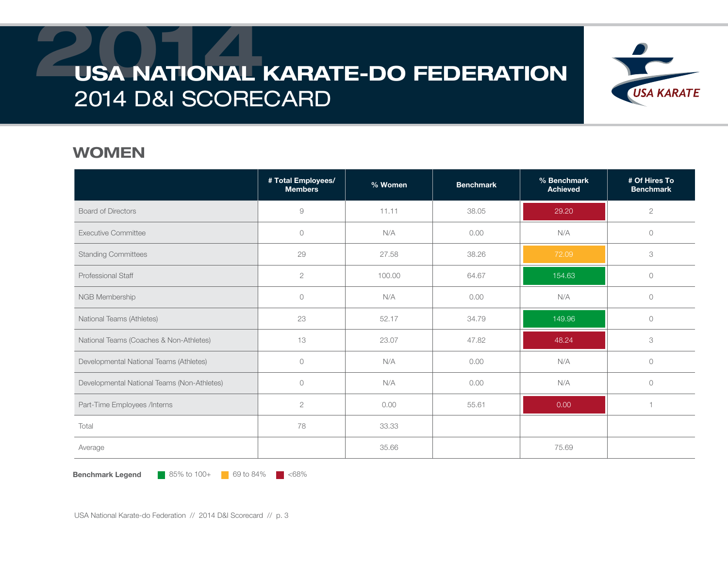# USA NATIONAL KARATE-DO FEDERATION
## 2014 D&I SCORECARD

## WOMEN

| | # Total Employees/ Members | % Women | Benchmark | % Benchmark Achieved | # Of Hires To Benchmark |
|---|---|---|---|---|---|
| Board of Directors | 9 | 11.11 | 38.05 | 29.20 | 2 |
| Executive Committee | 0 | N/A | 0.00 | N/A | 0 |
| Standing Committees | 29 | 27.58 | 38.26 | 72.09 | 3 |
| Professional Staff | 2 | 100.00 | 64.67 | 154.63 | 0 |
| NGB Membership | 0 | N/A | 0.00 | N/A | 0 |
| National Teams (Athletes) | 23 | 52.17 | 34.79 | 149.96 | 0 |
| National Teams (Coaches & Non-Athletes) | 13 | 23.07 | 47.82 | 48.24 | 3 |
| Developmental National Teams (Athletes) | 0 | N/A | 0.00 | N/A | 0 |
| Developmental National Teams (Non-Athletes) | 0 | N/A | 0.00 | N/A | 0 |
| Part-Time Employees /Interns | 2 | 0.00 | 55.61 | 0.00 | 1 |
| Total | 78 | 33.33 | | | |
| Average | | 35.66 | | 75.69 | |

**Benchmark Legend** 85% to 100+ 69 to 84% <68%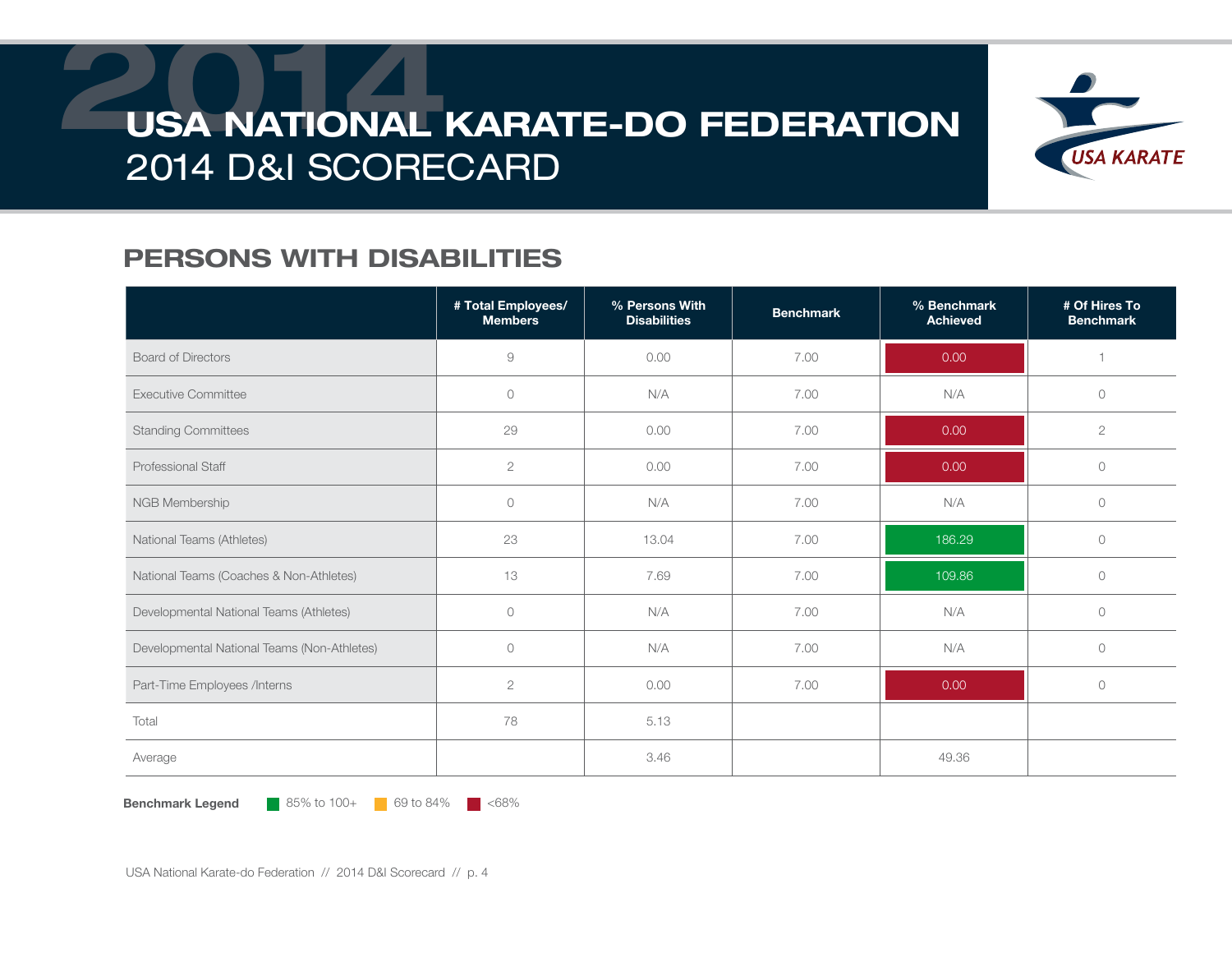# USA NATIONAL KARATE-DO FEDERATION
## 2014 D&I SCORECARD

## PERSONS WITH DISABILITIES

| | # Total Employees/ Members | % Persons With Disabilities | Benchmark | % Benchmark Achieved | # Of Hires To Benchmark |
|---|---|---|---|---|---|
| Board of Directors | 9 | 0.00 | 7.00 | 0.00 | 1 |
| Executive Committee | 0 | N/A | 7.00 | N/A | 0 |
| Standing Committees | 29 | 0.00 | 7.00 | 0.00 | 2 |
| Professional Staff | 2 | 0.00 | 7.00 | 0.00 | 0 |
| NGB Membership | 0 | N/A | 7.00 | N/A | 0 |
| National Teams (Athletes) | 23 | 13.04 | 7.00 | 186.29 | 0 |
| National Teams (Coaches & Non-Athletes) | 13 | 7.69 | 7.00 | 109.86 | 0 |
| Developmental National Teams (Athletes) | 0 | N/A | 7.00 | N/A | 0 |
| Developmental National Teams (Non-Athletes) | 0 | N/A | 7.00 | N/A | 0 |
| Part-Time Employees /Interns | 2 | 0.00 | 7.00 | 0.00 | 0 |
| Total | 78 | 5.13 | | | |
| Average | | 3.46 | | 49.36 | |

**Benchmark Legend** 85% to 100+ 69 to 84% <68%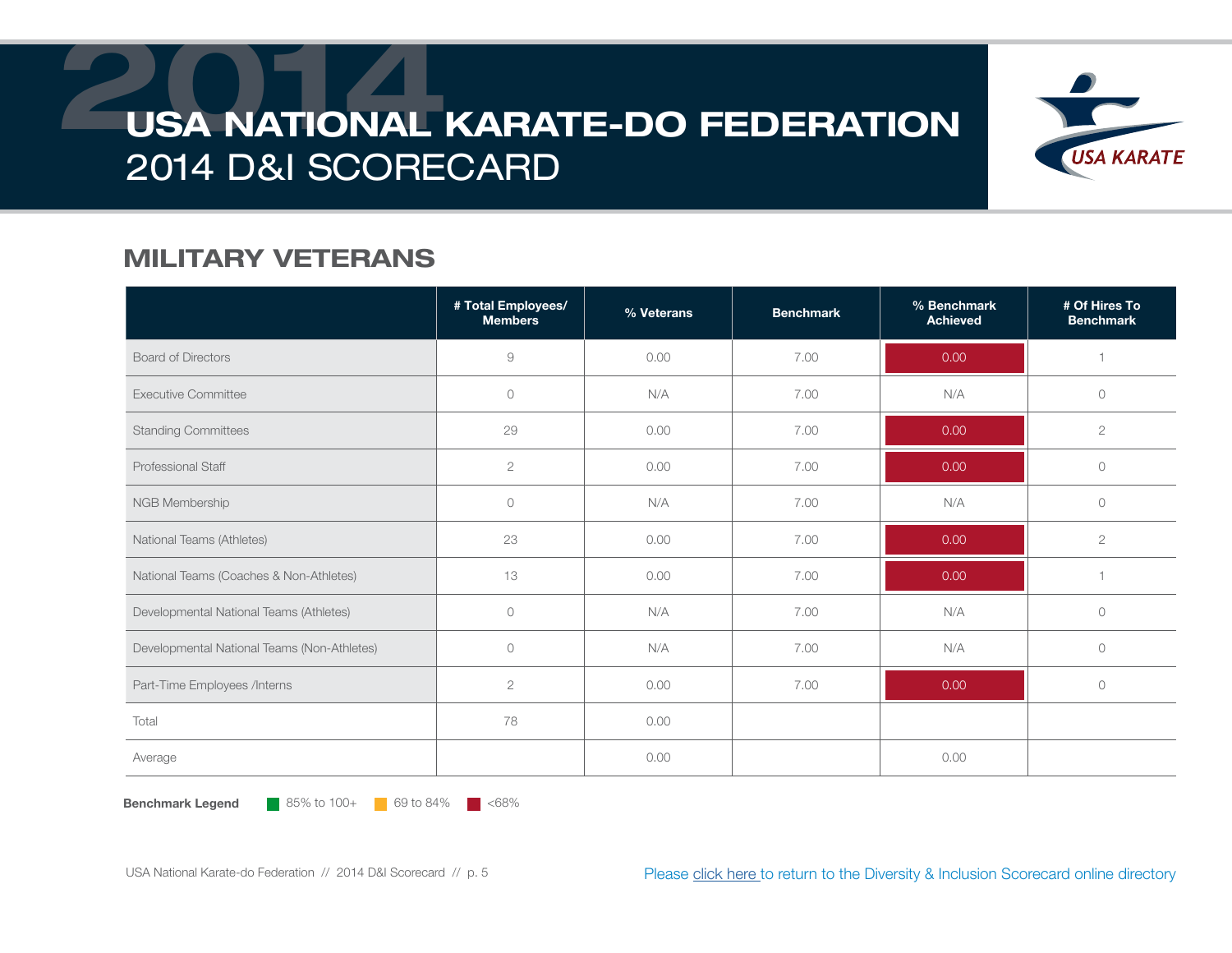# USA NATIONAL KARATE-DO FEDERATION

## 2014 D&I SCORECARD

## MILITARY VETERANS

| | # Total Employees/ Members | % Veterans | Benchmark | % Benchmark Achieved | # Of Hires To Benchmark |
|---|---|---|---|---|---|
| Board of Directors | 9 | 0.00 | 7.00 | 0.00 | 1 |
| Executive Committee | 0 | N/A | 7.00 | N/A | 0 |
| Standing Committees | 29 | 0.00 | 7.00 | 0.00 | 2 |
| Professional Staff | 2 | 0.00 | 7.00 | 0.00 | 0 |
| NGB Membership | 0 | N/A | 7.00 | N/A | 0 |
| National Teams (Athletes) | 23 | 0.00 | 7.00 | 0.00 | 2 |
| National Teams (Coaches & Non-Athletes) | 13 | 0.00 | 7.00 | 0.00 | 1 |
| Developmental National Teams (Athletes) | 0 | N/A | 7.00 | N/A | 0 |
| Developmental National Teams (Non-Athletes) | 0 | N/A | 7.00 | N/A | 0 |
| Part-Time Employees /Interns | 2 | 0.00 | 7.00 | 0.00 | 0 |
| Total | 78 | 0.00 | | | |
| Average | | 0.00 | | 0.00 | |

**Benchmark Legend** 85% to 100+ 69 to 84% <68%

Please click here to return to the Diversity & Inclusion Scorecard online directory